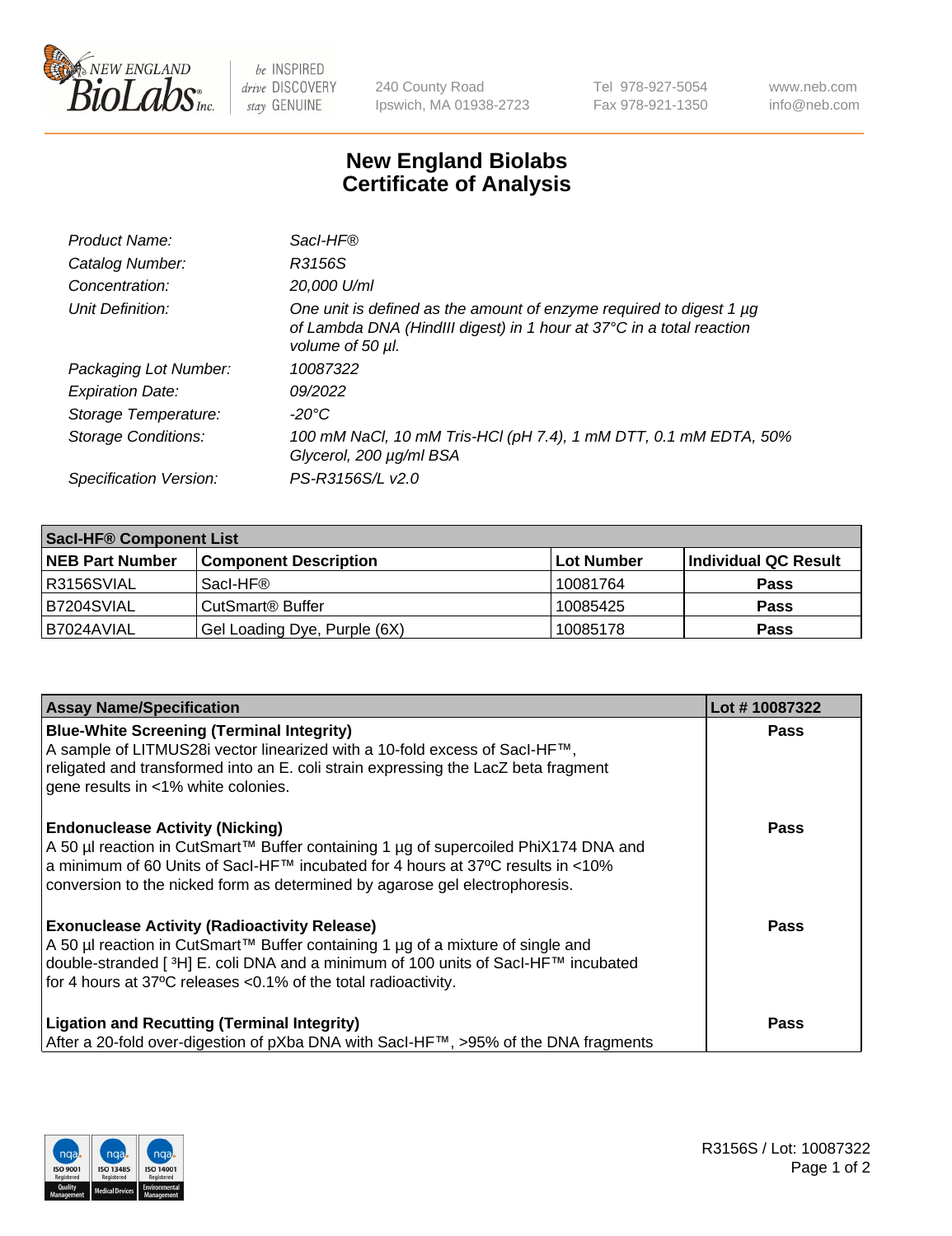# New England Biolabs Certificate of Analysis

| | |
|---|---|
| *Product Name:* | *SacI-HF®* |
| *Catalog Number:* | *R3156S* |
| *Concentration:* | *20,000 U/ml* |
| *Unit Definition:* | *One unit is defined as the amount of enzyme required to digest 1 µg of Lambda DNA (HindIII digest) in 1 hour at 37°C in a total reaction volume of 50 µl.* |
| *Packaging Lot Number:* | *10087322* |
| *Expiration Date:* | *09/2022* |
| *Storage Temperature:* | *-20°C* |
| *Storage Conditions:* | *100 mM NaCl, 10 mM Tris-HCl (pH 7.4), 1 mM DTT, 0.1 mM EDTA, 50% Glycerol, 200 µg/ml BSA* |
| *Specification Version:* | *PS-R3156S/L v2.0* |

| **SacI-HF® Component List** | | | |
|---|---|---|---|
| **NEB Part Number** | **Component Description** | **Lot Number** | **Individual QC Result** |
| R3156SVIAL | SacI-HF® | 10081764 | **Pass** |
| B7204SVIAL | CutSmart® Buffer | 10085425 | **Pass** |
| B7024AVIAL | Gel Loading Dye, Purple (6X) | 10085178 | **Pass** |

| **Assay Name/Specification** | **Lot # 10087322** |
|---|---|
| **Blue-White Screening (Terminal Integrity)** A sample of LITMUS28i vector linearized with a 10-fold excess of SacI-HF™, religated and transformed into an E. coli strain expressing the LacZ beta fragment gene results in <1% white colonies. | **Pass** |
| **Endonuclease Activity (Nicking)** A 50 µl reaction in CutSmart™ Buffer containing 1 µg of supercoiled PhiX174 DNA and a minimum of 60 Units of SacI-HF™ incubated for 4 hours at 37ºC results in <10% conversion to the nicked form as determined by agarose gel electrophoresis. | **Pass** |
| **Exonuclease Activity (Radioactivity Release)** A 50 µl reaction in CutSmart™ Buffer containing 1 µg of a mixture of single and double-stranded [$^3$H] E. coli DNA and a minimum of 100 units of SacI-HF™ incubated for 4 hours at 37ºC releases <0.1% of the total radioactivity. | **Pass** |
| **Ligation and Recutting (Terminal Integrity)** After a 20-fold over-digestion of pXba DNA with SacI-HF™, >95% of the DNA fragments | **Pass** |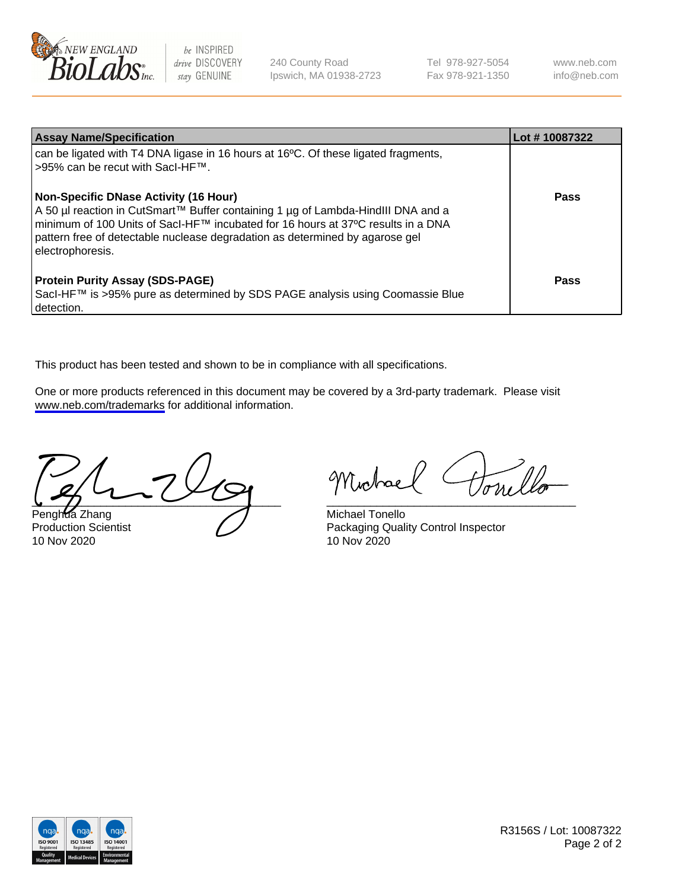| Assay Name/Specification | Lot # 10087322 |
|---|---|
| can be ligated with T4 DNA ligase in 16 hours at 16ºC. Of these ligated fragments, >95% can be recut with SacI-HF™. | |
| **Non-Specific DNase Activity (16 Hour)** A 50 µl reaction in CutSmart™ Buffer containing 1 µg of Lambda-HindIII DNA and a minimum of 100 Units of SacI-HF™ incubated for 16 hours at 37ºC results in a DNA pattern free of detectable nuclease degradation as determined by agarose gel electrophoresis. | **Pass** |
| **Protein Purity Assay (SDS-PAGE)** SacI-HF™ is >95% pure as determined by SDS PAGE analysis using Coomassie Blue detection. | **Pass** |

This product has been tested and shown to be in compliance with all specifications.

One or more products referenced in this document may be covered by a 3rd-party trademark. Please visit www.neb.com/trademarks for additional information.

Penghua Zhang
Production Scientist
10 Nov 2020

Michael Tonello
Packaging Quality Control Inspector
10 Nov 2020

R3156S / Lot: 10087322